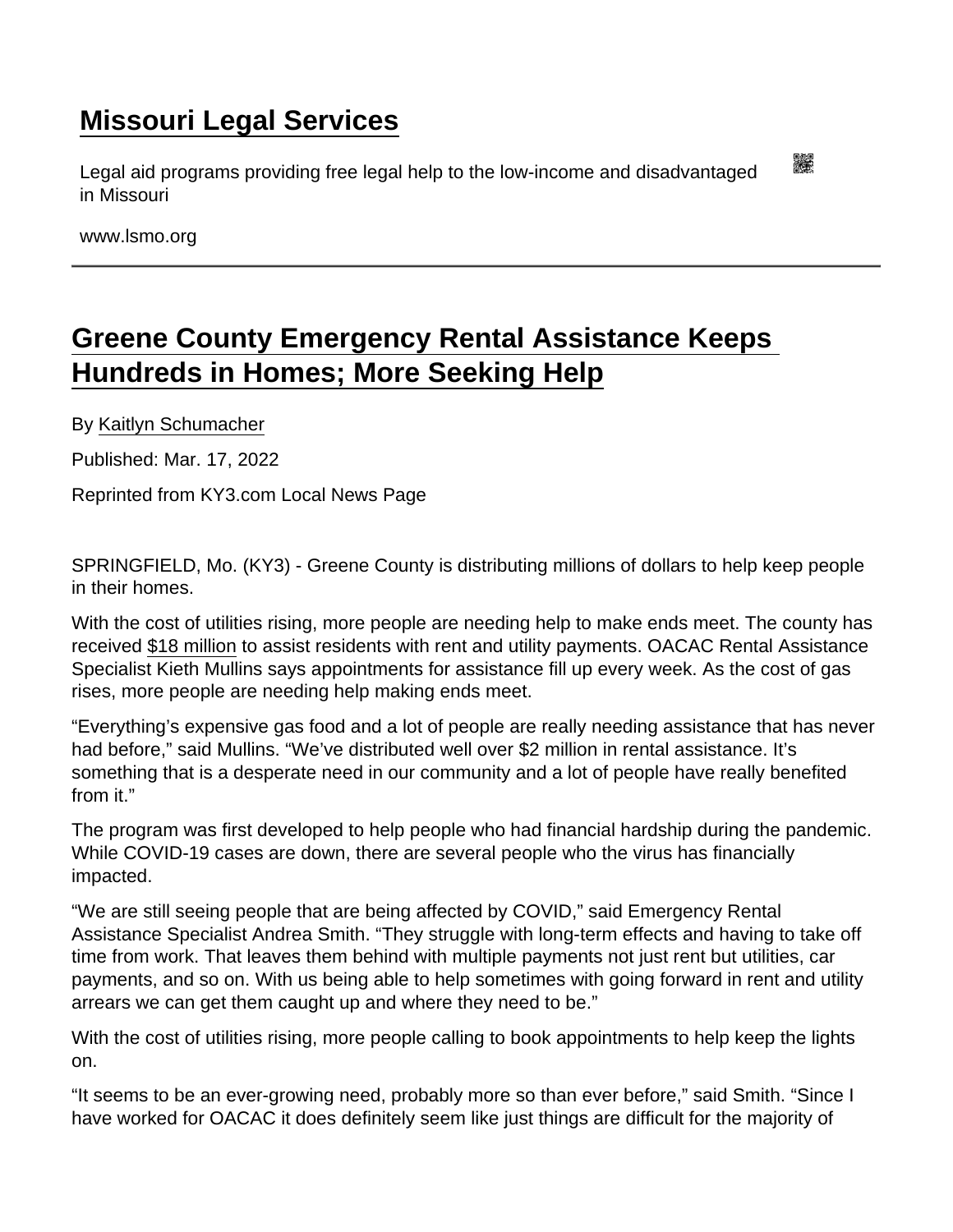# Missouri Legal Services

Legal aid programs providing free legal help to the low-income and disadvantaged in Missouri

www.lsmo.org

## Greene County Emergency Rental Assistance Keeps Hundreds in Homes; More Seeking Help

By Kaitlyn Schumacher

Published: Mar. 17, 2022

Reprinted from KY3.com Local News Page

SPRINGFIELD, Mo. (KY3) - Greene County is distributing millions of dollars to help keep people in their homes.

With the cost of utilities rising, more people are needing help to make ends meet. The county has received $18 million to assist residents with rent and utility payments. OACAC Rental Assistance Specialist Kieth Mullins says appointments for assistance fill up every week. As the cost of gas rises, more people are needing help making ends meet.

“Everything’s expensive gas food and a lot of people are really needing assistance that has never had before,” said Mullins. “We’ve distributed well over $2 million in rental assistance. It’s something that is a desperate need in our community and a lot of people have really benefited from it.”

The program was first developed to help people who had financial hardship during the pandemic. While COVID-19 cases are down, there are several people who the virus has financially impacted.

“We are still seeing people that are being affected by COVID,” said Emergency Rental Assistance Specialist Andrea Smith. “They struggle with long-term effects and having to take off time from work. That leaves them behind with multiple payments not just rent but utilities, car payments, and so on. With us being able to help sometimes with going forward in rent and utility arrears we can get them caught up and where they need to be.”

With the cost of utilities rising, more people calling to book appointments to help keep the lights on.

“It seems to be an ever-growing need, probably more so than ever before,” said Smith. “Since I have worked for OACAC it does definitely seem like just things are difficult for the majority of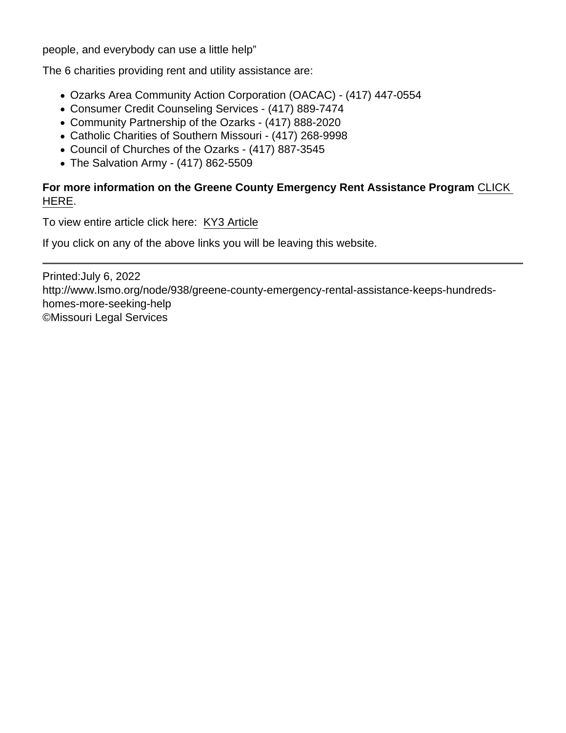people, and everybody can use a little help"

The 6 charities providing rent and utility assistance are:

- Ozarks Area Community Action Corporation (OACAC) - (417) 447-0554
- Consumer Credit Counseling Services - (417) 889-7474
- Community Partnership of the Ozarks - (417) 888-2020
- Catholic Charities of Southern Missouri - (417) 268-9998
- Council of Churches of the Ozarks - (417) 887-3545
- The Salvation Army - (417) 862-5509

**For more information on the Greene County Emergency Rent Assistance Program** CLICK HERE.

To view entire article click here: KY3 Article

If you click on any of the above links you will be leaving this website.

---

Printed:July 6, 2022
http://www.lsmo.org/node/938/greene-county-emergency-rental-assistance-keeps-hundreds-homes-more-seeking-help
©Missouri Legal Services